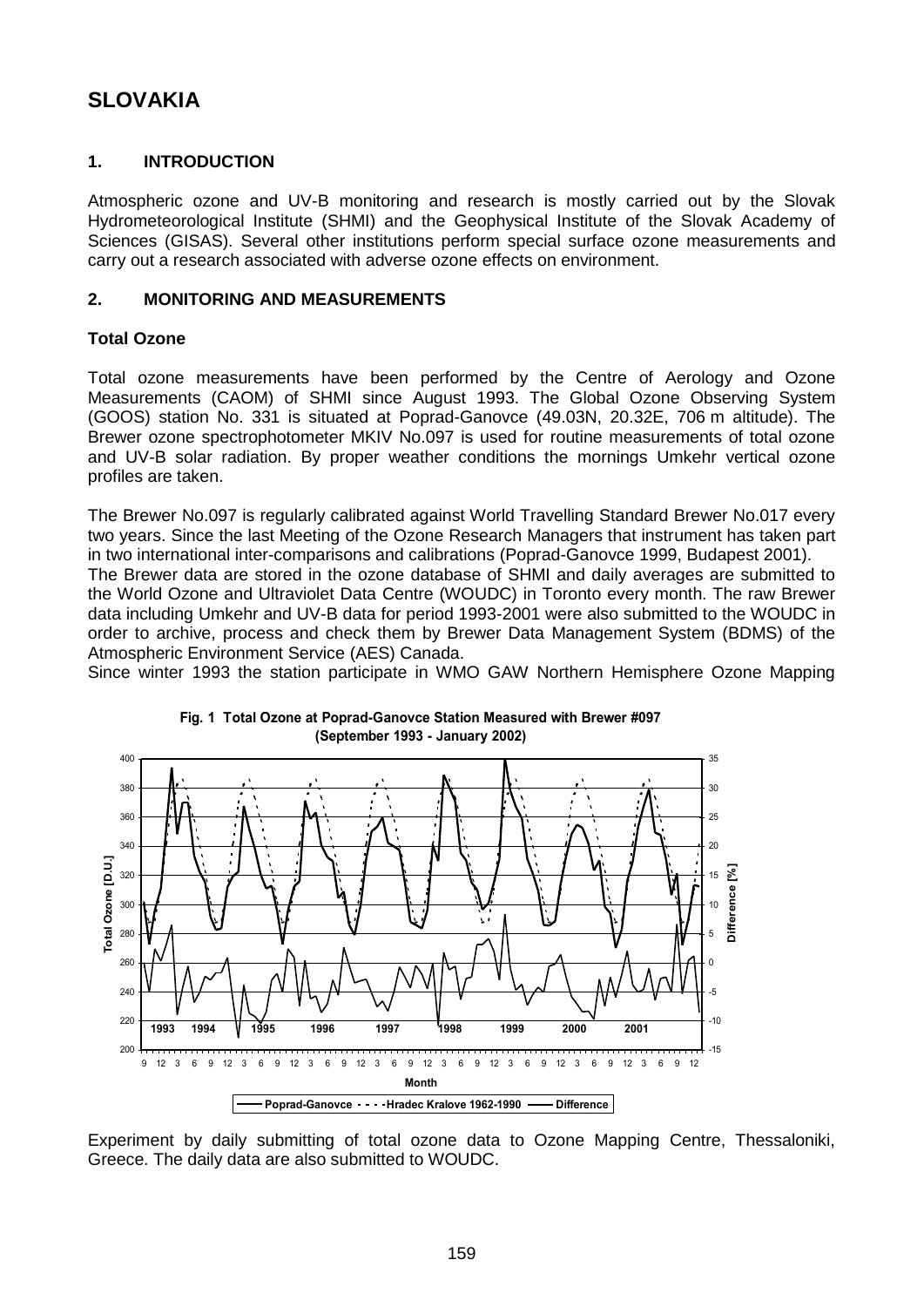# SLOVAKIA

## 1. INTRODUCTION

Atmospheric ozone and UV-B monitoring and research is mostly carried out by the Slovak Hydrometeorological Institute (SHMI) and the Geophysical Institute of the Slovak Academy of Sciences (GISAS). Several other institutions perform special surface ozone measurements and carry out a research associated with adverse ozone effects on environment.

## 2. MONITORING AND MEASUREMENTS

### Total Ozone

Total ozone measurements have been performed by the Centre of Aerology and Ozone Measurements (CAOM) of SHMI since August 1993. The Global Ozone Observing System (GOOS) station No. 331 is situated at Poprad-Ganovce (49.03N, 20.32E, 706 m altitude). The Brewer ozone spectrophotometer MKIV No.097 is used for routine measurements of total ozone and UV-B solar radiation. By proper weather conditions the mornings Umkehr vertical ozone profiles are taken.

The Brewer No.097 is regularly calibrated against World Travelling Standard Brewer No.017 every two years. Since the last Meeting of the Ozone Research Managers that instrument has taken part in two international inter-comparisons and calibrations (Poprad-Ganovce 1999, Budapest 2001).

The Brewer data are stored in the ozone database of SHMI and daily averages are submitted to the World Ozone and Ultraviolet Data Centre (WOUDC) in Toronto every month. The raw Brewer data including Umkehr and UV-B data for period 1993-2001 were also submitted to the WOUDC in order to archive, process and check them by Brewer Data Management System (BDMS) of the Atmospheric Environment Service (AES) Canada.

Since winter 1993 the station participate in WMO GAW Northern Hemisphere Ozone Mapping Experiment by daily submitting of total ozone data to Ozone Mapping Centre, Thessaloniki, Greece. The daily data are also submitted to WOUDC.

**Fig. 1 Total Ozone at Poprad-Ganovce Station Measured with Brewer #097 (September 1993 - January 2002)**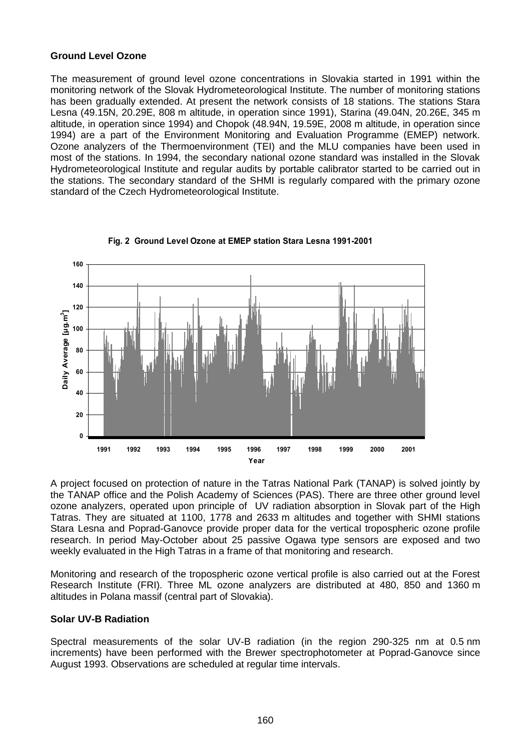## Ground Level Ozone

The measurement of ground level ozone concentrations in Slovakia started in 1991 within the monitoring network of the Slovak Hydrometeorological Institute. The number of monitoring stations has been gradually extended. At present the network consists of 18 stations. The stations Stara Lesna (49.15N, 20.29E, 808 m altitude, in operation since 1991), Starina (49.04N, 20.26E, 345 m altitude, in operation since 1994) and Chopok (48.94N, 19.59E, 2008 m altitude, in operation since 1994) are a part of the Environment Monitoring and Evaluation Programme (EMEP) network. Ozone analyzers of the Thermoenvironment (TEI) and the MLU companies have been used in most of the stations. In 1994, the secondary national ozone standard was installed in the Slovak Hydrometeorological Institute and regular audits by portable calibrator started to be carried out in the stations. The secondary standard of the SHMI is regularly compared with the primary ozone standard of the Czech Hydrometeorological Institute.

**Fig. 2 Ground Level Ozone at EMEP station Stara Lesna 1991-2001**

A project focused on protection of nature in the Tatras National Park (TANAP) is solved jointly by the TANAP office and the Polish Academy of Sciences (PAS). There are three other ground level ozone analyzers, operated upon principle of UV radiation absorption in Slovak part of the High Tatras. They are situated at 1100, 1778 and 2633 m altitudes and together with SHMI stations Stara Lesna and Poprad-Ganovce provide proper data for the vertical tropospheric ozone profile research. In period May-October about 25 passive Ogawa type sensors are exposed and two weekly evaluated in the High Tatras in a frame of that monitoring and research.

Monitoring and research of the tropospheric ozone vertical profile is also carried out at the Forest Research Institute (FRI). Three ML ozone analyzers are distributed at 480, 850 and 1360 m altitudes in Polana massif (central part of Slovakia).

## Solar UV-B Radiation

Spectral measurements of the solar UV-B radiation (in the region 290-325 nm at 0.5 nm increments) have been performed with the Brewer spectrophotometer at Poprad-Ganovce since August 1993. Observations are scheduled at regular time intervals.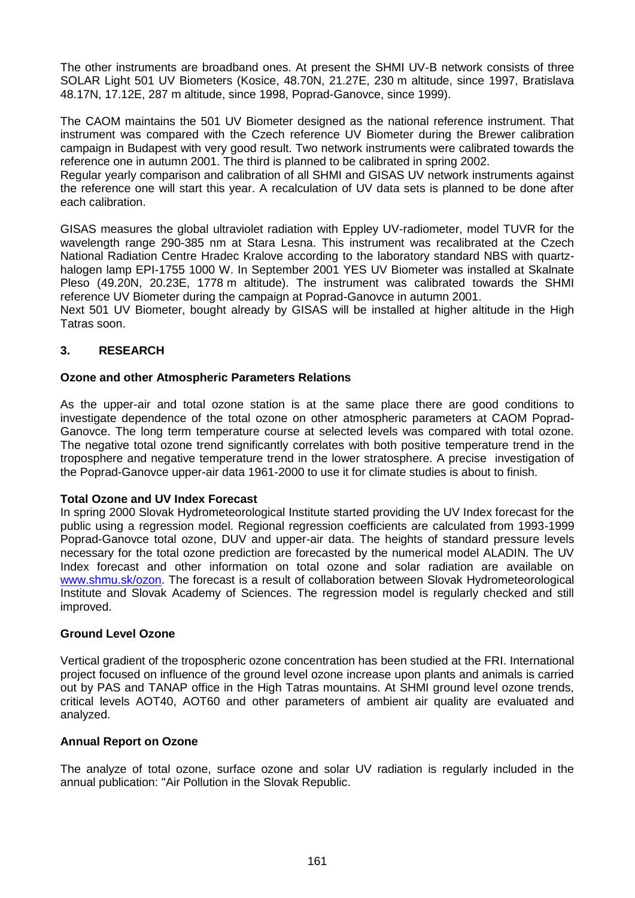The other instruments are broadband ones. At present the SHMI UV-B network consists of three SOLAR Light 501 UV Biometers (Kosice, 48.70N, 21.27E, 230 m altitude, since 1997, Bratislava 48.17N, 17.12E, 287 m altitude, since 1998, Poprad-Ganovce, since 1999).

The CAOM maintains the 501 UV Biometer designed as the national reference instrument. That instrument was compared with the Czech reference UV Biometer during the Brewer calibration campaign in Budapest with very good result. Two network instruments were calibrated towards the reference one in autumn 2001. The third is planned to be calibrated in spring 2002.
Regular yearly comparison and calibration of all SHMI and GISAS UV network instruments against the reference one will start this year. A recalculation of UV data sets is planned to be done after each calibration.

GISAS measures the global ultraviolet radiation with Eppley UV-radiometer, model TUVR for the wavelength range 290-385 nm at Stara Lesna. This instrument was recalibrated at the Czech National Radiation Centre Hradec Kralove according to the laboratory standard NBS with quartz-halogen lamp EPI-1755 1000 W. In September 2001 YES UV Biometer was installed at Skalnate Pleso (49.20N, 20.23E, 1778 m altitude). The instrument was calibrated towards the SHMI reference UV Biometer during the campaign at Poprad-Ganovce in autumn 2001.
Next 501 UV Biometer, bought already by GISAS will be installed at higher altitude in the High Tatras soon.

## 3. RESEARCH

### Ozone and other Atmospheric Parameters Relations

As the upper-air and total ozone station is at the same place there are good conditions to investigate dependence of the total ozone on other atmospheric parameters at CAOM Poprad-Ganovce. The long term temperature course at selected levels was compared with total ozone. The negative total ozone trend significantly correlates with both positive temperature trend in the troposphere and negative temperature trend in the lower stratosphere. A precise investigation of the Poprad-Ganovce upper-air data 1961-2000 to use it for climate studies is about to finish.

### Total Ozone and UV Index Forecast

In spring 2000 Slovak Hydrometeorological Institute started providing the UV Index forecast for the public using a regression model. Regional regression coefficients are calculated from 1993-1999 Poprad-Ganovce total ozone, DUV and upper-air data. The heights of standard pressure levels necessary for the total ozone prediction are forecasted by the numerical model ALADIN. The UV Index forecast and other information on total ozone and solar radiation are available on www.shmu.sk/ozon. The forecast is a result of collaboration between Slovak Hydrometeorological Institute and Slovak Academy of Sciences. The regression model is regularly checked and still improved.

### Ground Level Ozone

Vertical gradient of the tropospheric ozone concentration has been studied at the FRI. International project focused on influence of the ground level ozone increase upon plants and animals is carried out by PAS and TANAP office in the High Tatras mountains. At SHMI ground level ozone trends, critical levels AOT40, AOT60 and other parameters of ambient air quality are evaluated and analyzed.

### Annual Report on Ozone

The analyze of total ozone, surface ozone and solar UV radiation is regularly included in the annual publication: "Air Pollution in the Slovak Republic.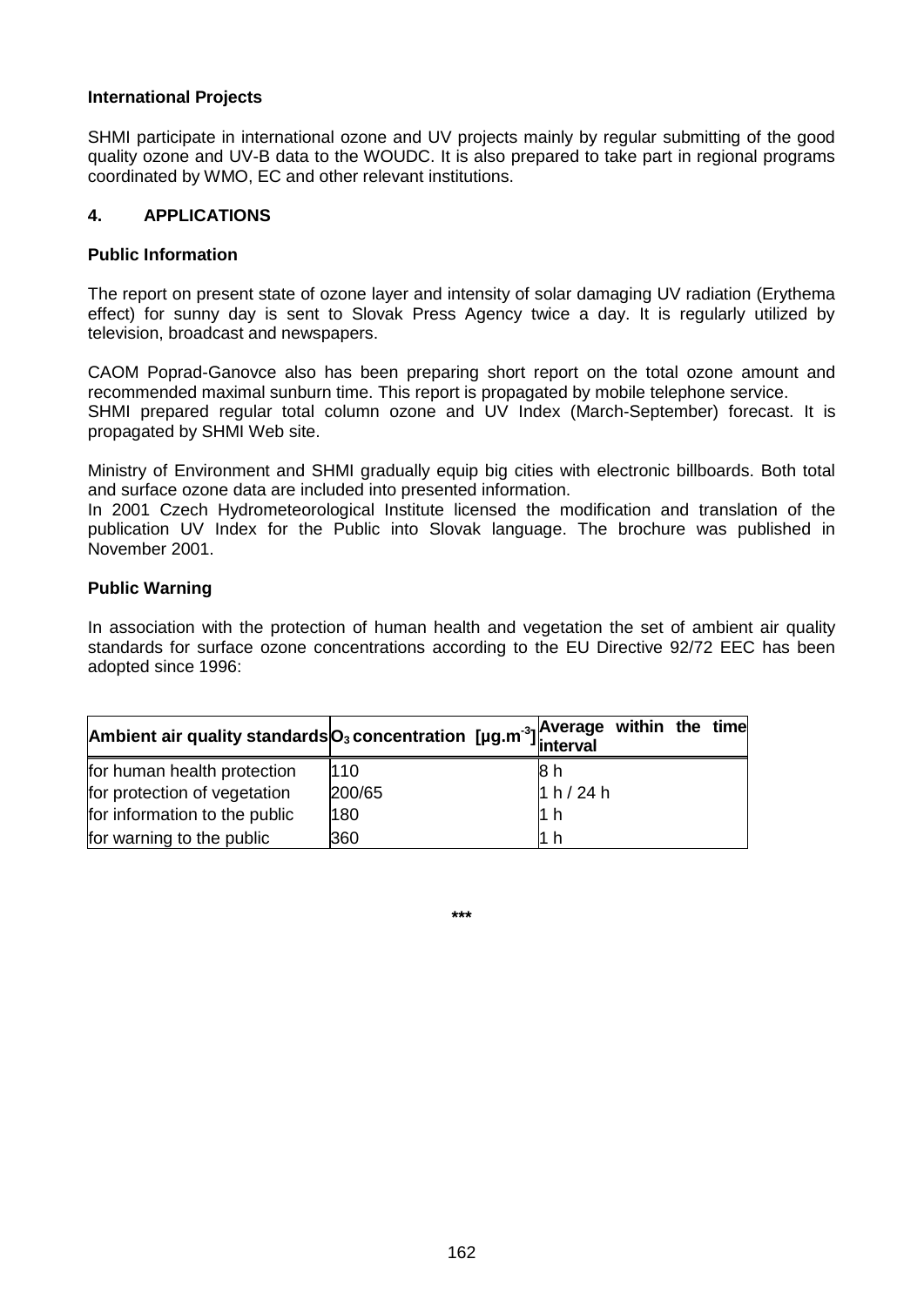**International Projects**

SHMI participate in international ozone and UV projects mainly by regular submitting of the good quality ozone and UV-B data to the WOUDC. It is also prepared to take part in regional programs coordinated by WMO, EC and other relevant institutions.

## 4. APPLICATIONS

**Public Information**

The report on present state of ozone layer and intensity of solar damaging UV radiation (Erythema effect) for sunny day is sent to Slovak Press Agency twice a day. It is regularly utilized by television, broadcast and newspapers.

CAOM Poprad-Ganovce also has been preparing short report on the total ozone amount and recommended maximal sunburn time. This report is propagated by mobile telephone service.
SHMI prepared regular total column ozone and UV Index (March-September) forecast. It is propagated by SHMI Web site.

Ministry of Environment and SHMI gradually equip big cities with electronic billboards. Both total and surface ozone data are included into presented information.
In 2001 Czech Hydrometeorological Institute licensed the modification and translation of the publication UV Index for the Public into Slovak language. The brochure was published in November 2001.

**Public Warning**

In association with the protection of human health and vegetation the set of ambient air quality standards for surface ozone concentrations according to the EU Directive 92/72 EEC has been adopted since 1996:

| Ambient air quality standards | $O_3$ concentration [$\mu g.m^{-3}$] | Average within the time interval |
|---|---|---|
| for human health protection | 110 | 8 h |
| for protection of vegetation | 200/65 | 1 h / 24 h |
| for information to the public | 180 | 1 h |
| for warning to the public | 360 | 1 h |

***